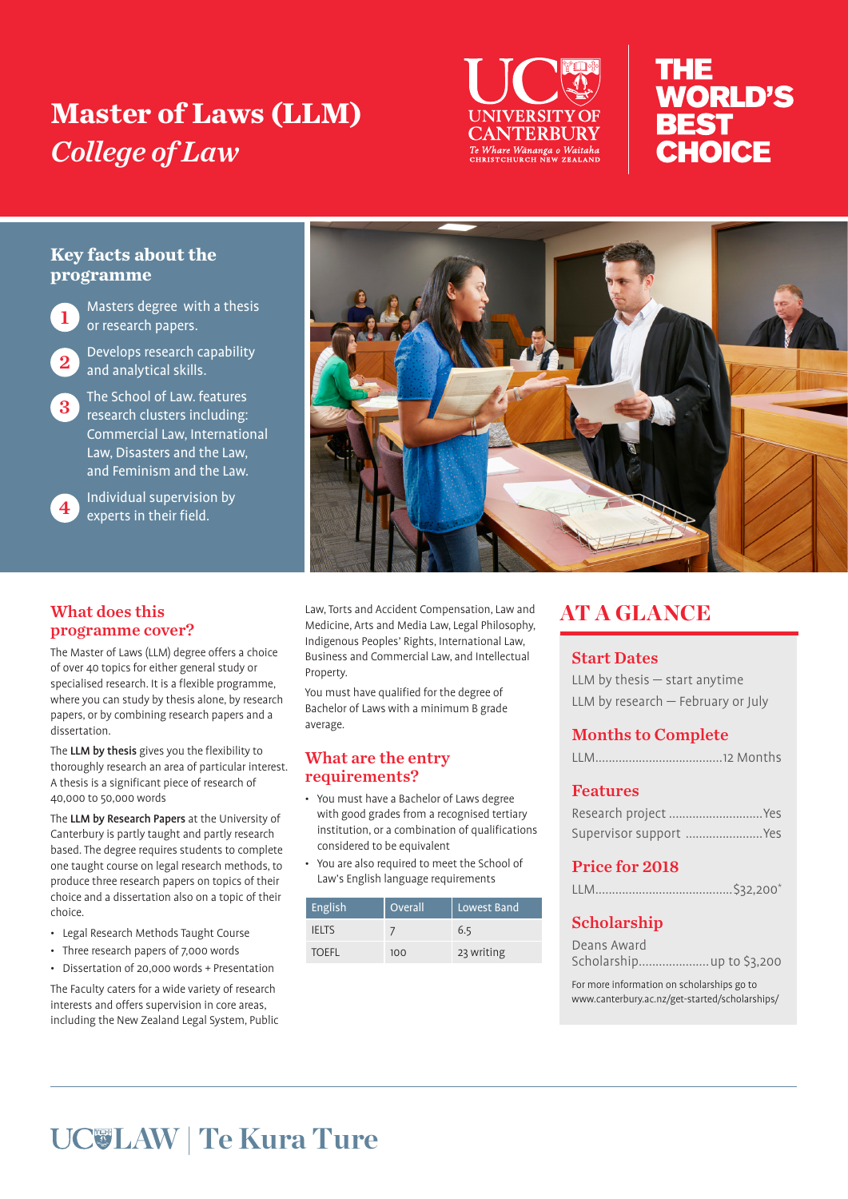# Master of Laws (LLM)

*College of Law*

UC UNIVERSITY OF CANTERBURY
*Te Whare Wānanga o Waitaha*
CHRISTCHURCH NEW ZEALAND

THE WORLD'S BEST CHOICE

## Key facts about the programme

1. Masters degree with a thesis or research papers.
2. Develops research capability and analytical skills.
3. The School of Law. features research clusters including: Commercial Law, International Law, Disasters and the Law, and Feminism and the Law.
4. Individual supervision by experts in their field.

## What does this programme cover?

The Master of Laws (LLM) degree offers a choice of over 40 topics for either general study or specialised research. It is a flexible programme, where you can study by thesis alone, by research papers, or by combining research papers and a dissertation.

The **LLM by thesis** gives you the flexibility to thoroughly research an area of particular interest. A thesis is a significant piece of research of 40,000 to 50,000 words

The **LLM by Research Papers** at the University of Canterbury is partly taught and partly research based. The degree requires students to complete one taught course on legal research methods, to produce three research papers on topics of their choice and a dissertation also on a topic of their choice.

- Legal Research Methods Taught Course
- Three research papers of 7,000 words
- Dissertation of 20,000 words + Presentation

The Faculty caters for a wide variety of research interests and offers supervision in core areas, including the New Zealand Legal System, Public Law, Torts and Accident Compensation, Law and Medicine, Arts and Media Law, Legal Philosophy, Indigenous Peoples' Rights, International Law, Business and Commercial Law, and Intellectual Property.

You must have qualified for the degree of Bachelor of Laws with a minimum B grade average.

## What are the entry requirements?

- You must have a Bachelor of Laws degree with good grades from a recognised tertiary institution, or a combination of qualifications considered to be equivalent
- You are also required to meet the School of Law's English language requirements

| English | Overall | Lowest Band |
|---|---|---|
| IELTS | 7 | 6.5 |
| TOEFL | 100 | 23 writing |

## AT A GLANCE

### Start Dates

LLM by thesis — start anytime
LLM by research — February or July

### Months to Complete

LLM.....................................12 Months

### Features

Research project ............................Yes
Supervisor support .......................Yes

### Price for 2018

LLM.........................................$32,200*

### Scholarship

Deans Award Scholarship.....................up to $3,200

For more information on scholarships go to www.canterbury.ac.nz/get-started/scholarships/

UC LAW | Te Kura Ture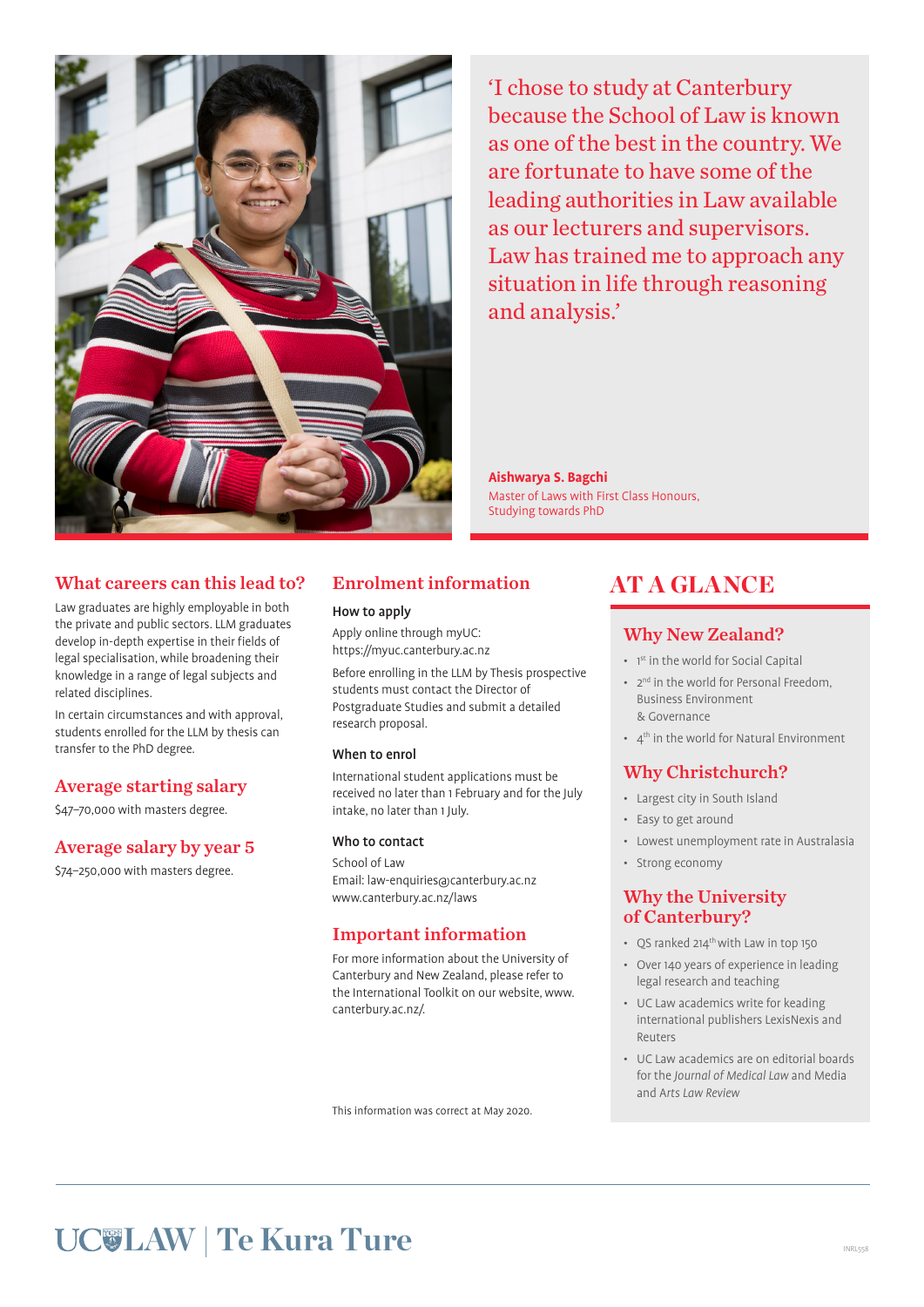‘I chose to study at Canterbury because the School of Law is known as one of the best in the country. We are fortunate to have some of the leading authorities in Law available as our lecturers and supervisors. Law has trained me to approach any situation in life through reasoning and analysis.’

**Aishwarya S. Bagchi**
Master of Laws with First Class Honours, Studying towards PhD

## What careers can this lead to?

Law graduates are highly employable in both the private and public sectors. LLM graduates develop in-depth expertise in their fields of legal specialisation, while broadening their knowledge in a range of legal subjects and related disciplines.

In certain circumstances and with approval, students enrolled for the LLM by thesis can transfer to the PhD degree.

## Average starting salary

$47–70,000 with masters degree.

## Average salary by year 5

$74–250,000 with masters degree.

## Enrolment information

### How to apply

Apply online through myUC: https://myuc.canterbury.ac.nz

Before enrolling in the LLM by Thesis prospective students must contact the Director of Postgraduate Studies and submit a detailed research proposal.

### When to enrol

International student applications must be received no later than 1 February and for the July intake, no later than 1 July.

### Who to contact

School of Law
Email: law-enquiries@canterbury.ac.nz
www.canterbury.ac.nz/laws

## Important information

For more information about the University of Canterbury and New Zealand, please refer to the International Toolkit on our website, www.canterbury.ac.nz/.

This information was correct at May 2020.

# AT A GLANCE

## Why New Zealand?

- 1st in the world for Social Capital
- 2nd in the world for Personal Freedom, Business Environment & Governance
- 4th in the world for Natural Environment

## Why Christchurch?

- Largest city in South Island
- Easy to get around
- Lowest unemployment rate in Australasia
- Strong economy

## Why the University of Canterbury?

- QS ranked 214th with Law in top 150
- Over 140 years of experience in leading legal research and teaching
- UC Law academics write for keading international publishers LexisNexis and Reuters
- UC Law academics are on editorial boards for the *Journal of Medical Law* and Media and *Arts Law Review*

UC LAW | Te Kura Ture